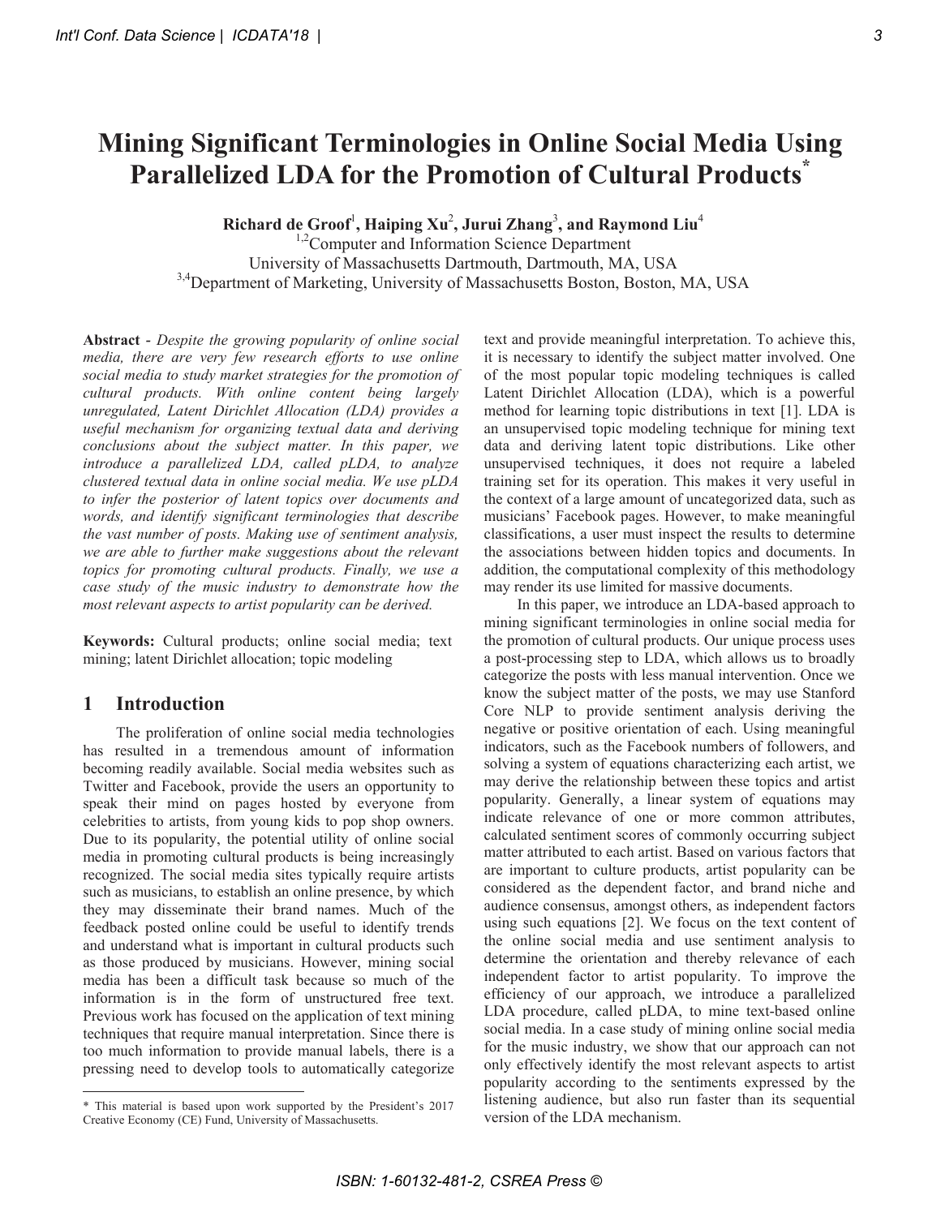# Mining Significant Terminologies in Online Social Media Using Parallelized LDA for the Promotion of Cultural Products*

**Richard de Groof[1], Haiping Xu[2], Jurui Zhang[3], and Raymond Liu[4]**

[1,2]Computer and Information Science Department
University of Massachusetts Dartmouth, Dartmouth, MA, USA
[3,4]Department of Marketing, University of Massachusetts Boston, Boston, MA, USA

**Abstract** - *Despite the growing popularity of online social media, there are very few research efforts to use online social media to study market strategies for the promotion of cultural products. With online content being largely unregulated, Latent Dirichlet Allocation (LDA) provides a useful mechanism for organizing textual data and deriving conclusions about the subject matter. In this paper, we introduce a parallelized LDA, called pLDA, to analyze clustered textual data in online social media. We use pLDA to infer the posterior of latent topics over documents and words, and identify significant terminologies that describe the vast number of posts. Making use of sentiment analysis, we are able to further make suggestions about the relevant topics for promoting cultural products. Finally, we use a case study of the music industry to demonstrate how the most relevant aspects to artist popularity can be derived.*

**Keywords:** Cultural products; online social media; text mining; latent Dirichlet allocation; topic modeling

## 1 Introduction

The proliferation of online social media technologies has resulted in a tremendous amount of information becoming readily available. Social media websites such as Twitter and Facebook, provide the users an opportunity to speak their mind on pages hosted by everyone from celebrities to artists, from young kids to pop shop owners. Due to its popularity, the potential utility of online social media in promoting cultural products is being increasingly recognized. The social media sites typically require artists such as musicians, to establish an online presence, by which they may disseminate their brand names. Much of the feedback posted online could be useful to identify trends and understand what is important in cultural products such as those produced by musicians. However, mining social media has been a difficult task because so much of the information is in the form of unstructured free text. Previous work has focused on the application of text mining techniques that require manual interpretation. Since there is too much information to provide manual labels, there is a pressing need to develop tools to automatically categorize text and provide meaningful interpretation. To achieve this, it is necessary to identify the subject matter involved. One of the most popular topic modeling techniques is called Latent Dirichlet Allocation (LDA), which is a powerful method for learning topic distributions in text [1]. LDA is an unsupervised topic modeling technique for mining text data and deriving latent topic distributions. Like other unsupervised techniques, it does not require a labeled training set for its operation. This makes it very useful in the context of a large amount of uncategorized data, such as musicians' Facebook pages. However, to make meaningful classifications, a user must inspect the results to determine the associations between hidden topics and documents. In addition, the computational complexity of this methodology may render its use limited for massive documents.

In this paper, we introduce an LDA-based approach to mining significant terminologies in online social media for the promotion of cultural products. Our unique process uses a post-processing step to LDA, which allows us to broadly categorize the posts with less manual intervention. Once we know the subject matter of the posts, we may use Stanford Core NLP to provide sentiment analysis deriving the negative or positive orientation of each. Using meaningful indicators, such as the Facebook numbers of followers, and solving a system of equations characterizing each artist, we may derive the relationship between these topics and artist popularity. Generally, a linear system of equations may indicate relevance of one or more common attributes, calculated sentiment scores of commonly occurring subject matter attributed to each artist. Based on various factors that are important to culture products, artist popularity can be considered as the dependent factor, and brand niche and audience consensus, amongst others, as independent factors using such equations [2]. We focus on the text content of the online social media and use sentiment analysis to determine the orientation and thereby relevance of each independent factor to artist popularity. To improve the efficiency of our approach, we introduce a parallelized LDA procedure, called pLDA, to mine text-based online social media. In a case study of mining online social media for the music industry, we show that our approach can not only effectively identify the most relevant aspects to artist popularity according to the sentiments expressed by the listening audience, but also run faster than its sequential version of the LDA mechanism.

---

* This material is based upon work supported by the President's 2017 Creative Economy (CE) Fund, University of Massachusetts.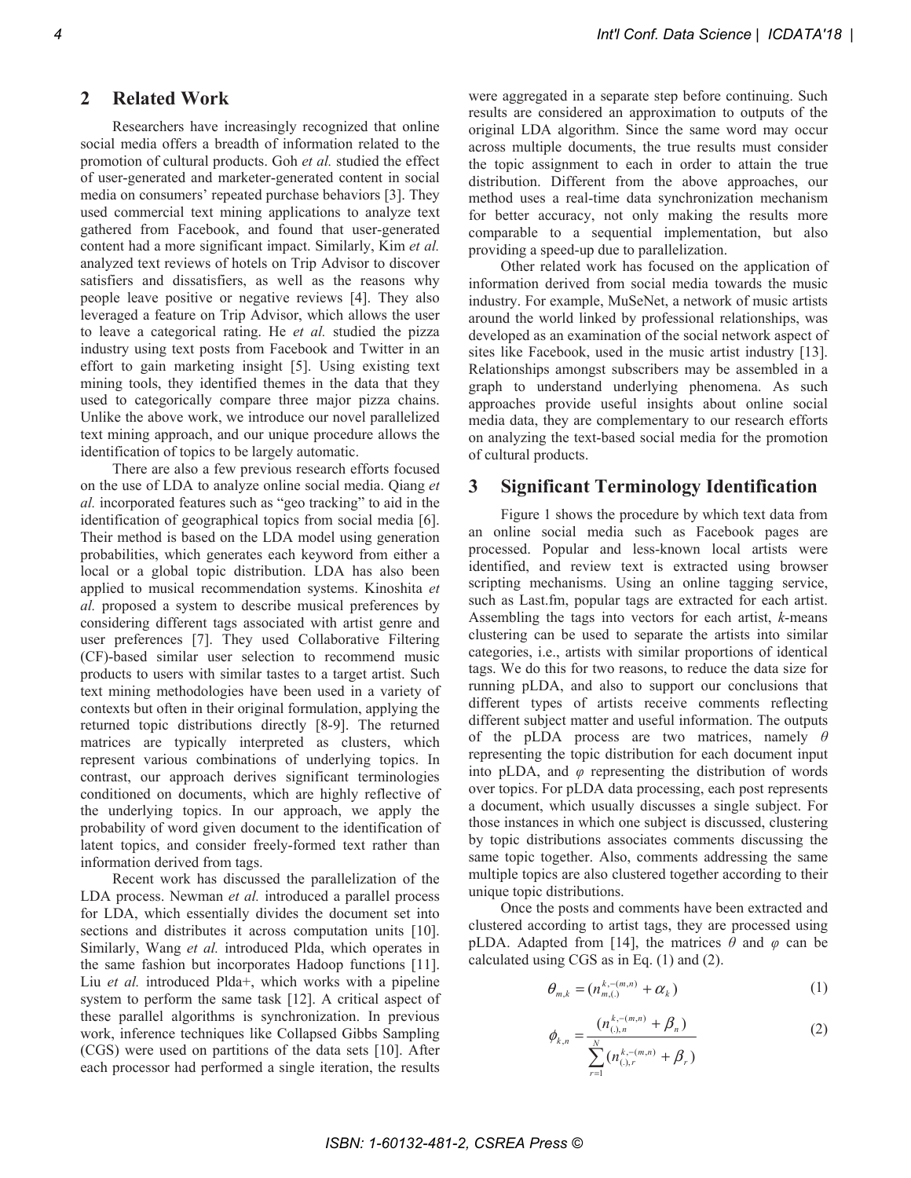## 2 Related Work

Researchers have increasingly recognized that online social media offers a breadth of information related to the promotion of cultural products. Goh *et al.* studied the effect of user-generated and marketer-generated content in social media on consumers' repeated purchase behaviors [3]. They used commercial text mining applications to analyze text gathered from Facebook, and found that user-generated content had a more significant impact. Similarly, Kim *et al.* analyzed text reviews of hotels on Trip Advisor to discover satisfiers and dissatisfiers, as well as the reasons why people leave positive or negative reviews [4]. They also leveraged a feature on Trip Advisor, which allows the user to leave a categorical rating. He *et al.* studied the pizza industry using text posts from Facebook and Twitter in an effort to gain marketing insight [5]. Using existing text mining tools, they identified themes in the data that they used to categorically compare three major pizza chains. Unlike the above work, we introduce our novel parallelized text mining approach, and our unique procedure allows the identification of topics to be largely automatic.

There are also a few previous research efforts focused on the use of LDA to analyze online social media. Qiang *et al.* incorporated features such as "geo tracking" to aid in the identification of geographical topics from social media [6]. Their method is based on the LDA model using generation probabilities, which generates each keyword from either a local or a global topic distribution. LDA has also been applied to musical recommendation systems. Kinoshita *et al.* proposed a system to describe musical preferences by considering different tags associated with artist genre and user preferences [7]. They used Collaborative Filtering (CF)-based similar user selection to recommend music products to users with similar tastes to a target artist. Such text mining methodologies have been used in a variety of contexts but often in their original formulation, applying the returned topic distributions directly [8-9]. The returned matrices are typically interpreted as clusters, which represent various combinations of underlying topics. In contrast, our approach derives significant terminologies conditioned on documents, which are highly reflective of the underlying topics. In our approach, we apply the probability of word given document to the identification of latent topics, and consider freely-formed text rather than information derived from tags.

Recent work has discussed the parallelization of the LDA process. Newman *et al.* introduced a parallel process for LDA, which essentially divides the document set into sections and distributes it across computation units [10]. Similarly, Wang *et al.* introduced Plda, which operates in the same fashion but incorporates Hadoop functions [11]. Liu *et al.* introduced Plda+, which works with a pipeline system to perform the same task [12]. A critical aspect of these parallel algorithms is synchronization. In previous work, inference techniques like Collapsed Gibbs Sampling (CGS) were used on partitions of the data sets [10]. After each processor had performed a single iteration, the results were aggregated in a separate step before continuing. Such results are considered an approximation to outputs of the original LDA algorithm. Since the same word may occur across multiple documents, the true results must consider the topic assignment to each in order to attain the true distribution. Different from the above approaches, our method uses a real-time data synchronization mechanism for better accuracy, not only making the results more comparable to a sequential implementation, but also providing a speed-up due to parallelization.

Other related work has focused on the application of information derived from social media towards the music industry. For example, MuSeNet, a network of music artists around the world linked by professional relationships, was developed as an examination of the social network aspect of sites like Facebook, used in the music artist industry [13]. Relationships amongst subscribers may be assembled in a graph to understand underlying phenomena. As such approaches provide useful insights about online social media data, they are complementary to our research efforts on analyzing the text-based social media for the promotion of cultural products.

## 3 Significant Terminology Identification

Figure 1 shows the procedure by which text data from an online social media such as Facebook pages are processed. Popular and less-known local artists were identified, and review text is extracted using browser scripting mechanisms. Using an online tagging service, such as Last.fm, popular tags are extracted for each artist. Assembling the tags into vectors for each artist, *k*-means clustering can be used to separate the artists into similar categories, i.e., artists with similar proportions of identical tags. We do this for two reasons, to reduce the data size for running pLDA, and also to support our conclusions that different types of artists receive comments reflecting different subject matter and useful information. The outputs of the pLDA process are two matrices, namely $\theta$ representing the topic distribution for each document input into pLDA, and $\varphi$ representing the distribution of words over topics. For pLDA data processing, each post represents a document, which usually discusses a single subject. For those instances in which one subject is discussed, clustering by topic distributions associates comments discussing the same topic together. Also, comments addressing the same multiple topics are also clustered together according to their unique topic distributions.

Once the posts and comments have been extracted and clustered according to artist tags, they are processed using pLDA. Adapted from [14], the matrices $\theta$ and $\varphi$ can be calculated using CGS as in Eq. (1) and (2).

$$\theta_{m,k} = (n_{m,(.)}^{k,-(m,n)} + \alpha_k) \tag{1}$$

$$\phi_{k,n} = \frac{(n_{(.),n}^{k,-(m,n)} + \beta_n)}{\sum_{r=1}^{N} (n_{(.),r}^{k,-(m,n)} + \beta_r)} \tag{2}$$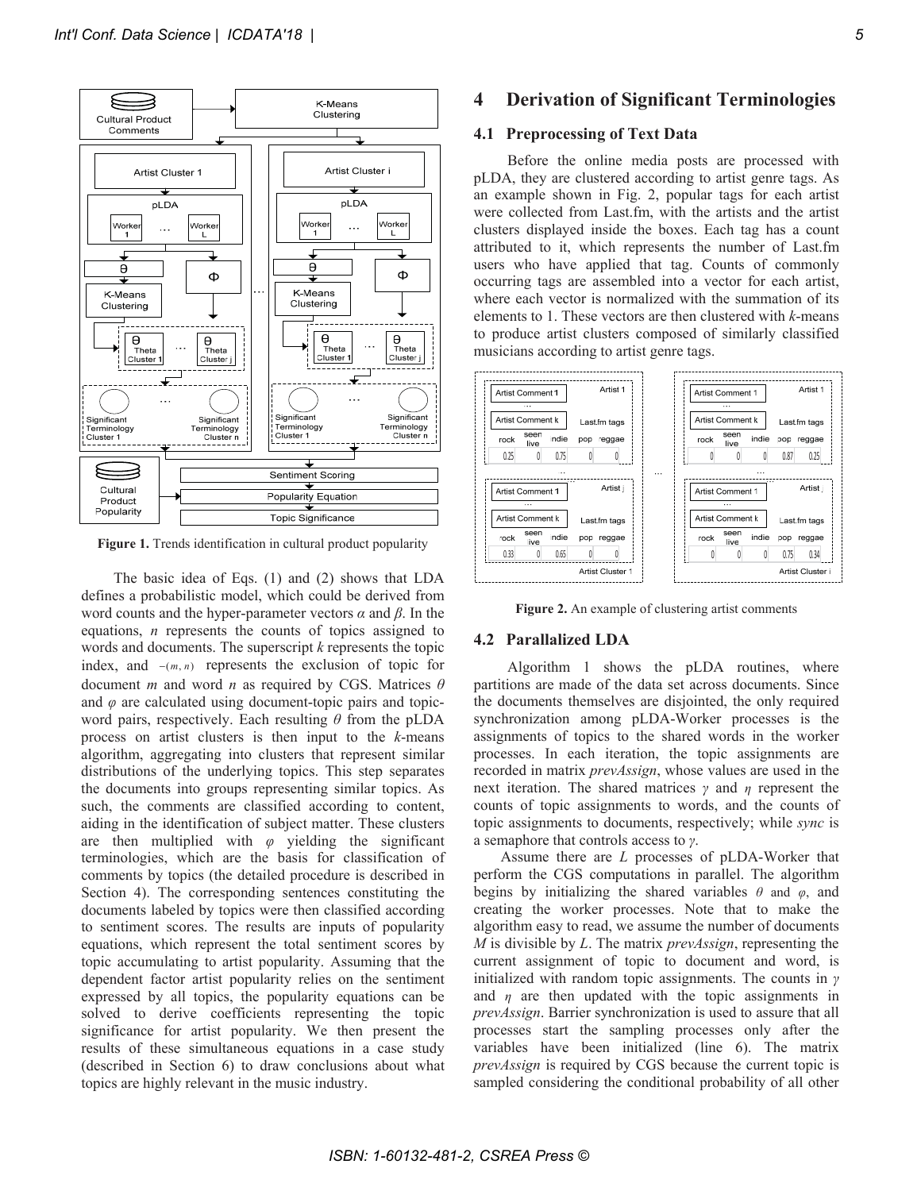**Figure 1.** Trends identification in cultural product popularity

The basic idea of Eqs. (1) and (2) shows that LDA defines a probabilistic model, which could be derived from word counts and the hyper-parameter vectors $\alpha$ and $\beta$. In the equations, $n$ represents the counts of topics assigned to words and documents. The superscript $k$ represents the topic index, and $-(m, n)$ represents the exclusion of topic for document $m$ and word $n$ as required by CGS. Matrices $\theta$ and $\varphi$ are calculated using document-topic pairs and topic-word pairs, respectively. Each resulting $\theta$ from the pLDA process on artist clusters is then input to the $k$-means algorithm, aggregating into clusters that represent similar distributions of the underlying topics. This step separates the documents into groups representing similar topics. As such, the comments are classified according to content, aiding in the identification of subject matter. These clusters are then multiplied with $\varphi$ yielding the significant terminologies, which are the basis for classification of comments by topics (the detailed procedure is described in Section 4). The corresponding sentences constituting the documents labeled by topics were then classified according to sentiment scores. The results are inputs of popularity equations, which represent the total sentiment scores by topic accumulating to artist popularity. Assuming that the dependent factor artist popularity relies on the sentiment expressed by all topics, the popularity equations can be solved to derive coefficients representing the topic significance for artist popularity. We then present the results of these simultaneous equations in a case study (described in Section 6) to draw conclusions about what topics are highly relevant in the music industry.

# 4 Derivation of Significant Terminologies

## 4.1 Preprocessing of Text Data

Before the online media posts are processed with pLDA, they are clustered according to artist genre tags. As an example shown in Fig. 2, popular tags for each artist were collected from Last.fm, with the artists and the artist clusters displayed inside the boxes. Each tag has a count attributed to it, which represents the number of Last.fm users who have applied that tag. Counts of commonly occurring tags are assembled into a vector for each artist, where each vector is normalized with the summation of its elements to 1. These vectors are then clustered with $k$-means to produce artist clusters composed of similarly classified musicians according to artist genre tags.

**Figure 2.** An example of clustering artist comments

## 4.2 Parallalized LDA

Algorithm 1 shows the pLDA routines, where partitions are made of the data set across documents. Since the documents themselves are disjointed, the only required synchronization among pLDA-Worker processes is the assignments of topics to the shared words in the worker processes. In each iteration, the topic assignments are recorded in matrix *prevAssign*, whose values are used in the next iteration. The shared matrices $\gamma$ and $\eta$ represent the counts of topic assignments to words, and the counts of topic assignments to documents, respectively; while *sync* is a semaphore that controls access to $\gamma$.

Assume there are $L$ processes of pLDA-Worker that perform the CGS computations in parallel. The algorithm begins by initializing the shared variables $\theta$ and $\varphi$, and creating the worker processes. Note that to make the algorithm easy to read, we assume the number of documents $M$ is divisible by $L$. The matrix *prevAssign*, representing the current assignment of topic to document and word, is initialized with random topic assignments. The counts in $\gamma$ and $\eta$ are then updated with the topic assignments in *prevAssign*. Barrier synchronization is used to assure that all processes start the sampling processes only after the variables have been initialized (line 6). The matrix *prevAssign* is required by CGS because the current topic is sampled considering the conditional probability of all other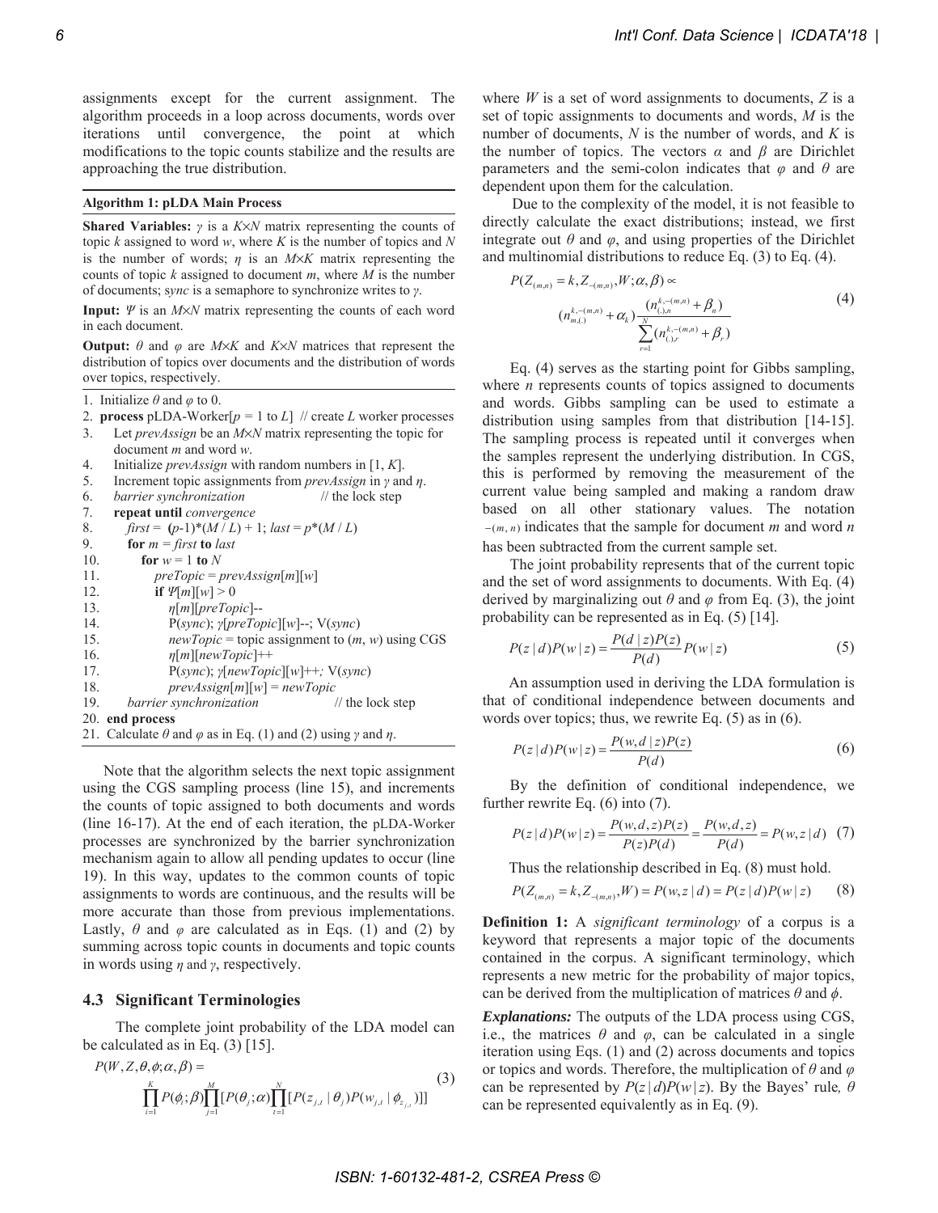assignments except for the current assignment. The algorithm proceeds in a loop across documents, words over iterations until convergence, the point at which modifications to the topic counts stabilize and the results are approaching the true distribution.

**Algorithm 1: pLDA Main Process**

**Shared Variables:** $\gamma$ is a $K \times N$ matrix representing the counts of topic $k$ assigned to word $w$, where $K$ is the number of topics and $N$ is the number of words; $\eta$ is an $M \times K$ matrix representing the counts of topic $k$ assigned to document $m$, where $M$ is the number of documents; *sync* is a semaphore to synchronize writes to $\gamma$.

**Input:** $\Psi$ is an $M \times N$ matrix representing the counts of each word in each document.

**Output:** $\theta$ and $\varphi$ are $M \times K$ and $K \times N$ matrices that represent the distribution of topics over documents and the distribution of words over topics, respectively.

```
1.  Initialize θ and φ to 0.
2.  process pLDA-Worker[p = 1 to L]  // create L worker processes
3.     Let prevAssign be an M×N matrix representing the topic for
       document m and word w.
4.     Initialize prevAssign with random numbers in [1, K].
5.     Increment topic assignments from prevAssign in γ and η.
6.     barrier synchronization                  // the lock step
7.     repeat until convergence
8.        first = (p-1)*(M / L) + 1; last = p*(M / L)
9.        for m = first to last
10.          for w = 1 to N
11.             preTopic = prevAssign[m][w]
12.             if Ψ[m][w] > 0
13.                η[m][preTopic]--
14.                P(sync); γ[preTopic][w]--; V(sync)
15.                newTopic = topic assignment to (m, w) using CGS
16.                η[m][newTopic]++
17.                P(sync); γ[newTopic][w]++; V(sync)
18.                prevAssign[m][w] = newTopic
19.       barrier synchronization               // the lock step
20. end process
21. Calculate θ and φ as in Eq. (1) and (2) using γ and η.
```

Note that the algorithm selects the next topic assignment using the CGS sampling process (line 15), and increments the counts of topic assigned to both documents and words (line 16-17). At the end of each iteration, the pLDA-Worker processes are synchronized by the barrier synchronization mechanism again to allow all pending updates to occur (line 19). In this way, updates to the common counts of topic assignments to words are continuous, and the results will be more accurate than those from previous implementations. Lastly, $\theta$ and $\varphi$ are calculated as in Eqs. (1) and (2) by summing across topic counts in documents and topic counts in words using $\eta$ and $\gamma$, respectively.

### 4.3 Significant Terminologies

The complete joint probability of the LDA model can be calculated as in Eq. (3) [15].

$$P(W, Z, \theta, \phi; \alpha, \beta) = \prod_{i=1}^{K} P(\phi_i; \beta) \prod_{j=1}^{M} [P(\theta_j; \alpha) \prod_{t=1}^{N} [P(z_{j,t} \mid \theta_j) P(w_{j,t} \mid \phi_{z_{j,t}})]] \tag{3}$$

where $W$ is a set of word assignments to documents, $Z$ is a set of topic assignments to documents and words, $M$ is the number of documents, $N$ is the number of words, and $K$ is the number of topics. The vectors $\alpha$ and $\beta$ are Dirichlet parameters and the semi-colon indicates that $\varphi$ and $\theta$ are dependent upon them for the calculation.

Due to the complexity of the model, it is not feasible to directly calculate the exact distributions; instead, we first integrate out $\theta$ and $\varphi$, and using properties of the Dirichlet and multinomial distributions to reduce Eq. (3) to Eq. (4).

$$P(Z_{(m,n)} = k, Z_{-(m,n)}, W; \alpha, \beta) \propto (n_{m,(.)}^{k,-(m,n)} + \alpha_k) \frac{(n_{(.),n}^{k,-(m,n)} + \beta_n)}{\sum_{r=1}^{N} (n_{(.),r}^{k,-(m,n)} + \beta_r)} \tag{4}$$

Eq. (4) serves as the starting point for Gibbs sampling, where $n$ represents counts of topics assigned to documents and words. Gibbs sampling can be used to estimate a distribution using samples from that distribution [14-15]. The sampling process is repeated until it converges when the samples represent the underlying distribution. In CGS, this is performed by removing the measurement of the current value being sampled and making a random draw based on all other stationary values. The notation $-(m, n)$ indicates that the sample for document $m$ and word $n$ has been subtracted from the current sample set.

The joint probability represents that of the current topic and the set of word assignments to documents. With Eq. (4) derived by marginalizing out $\theta$ and $\varphi$ from Eq. (3), the joint probability can be represented as in Eq. (5) [14].

$$P(z \mid d) P(w \mid z) = \frac{P(d \mid z) P(z)}{P(d)} P(w \mid z) \tag{5}$$

An assumption used in deriving the LDA formulation is that of conditional independence between documents and words over topics; thus, we rewrite Eq. (5) as in (6).

$$P(z \mid d) P(w \mid z) = \frac{P(w, d \mid z) P(z)}{P(d)} \tag{6}$$

By the definition of conditional independence, we further rewrite Eq. (6) into (7).

$$P(z \mid d) P(w \mid z) = \frac{P(w, d, z) P(z)}{P(z) P(d)} = \frac{P(w, d, z)}{P(d)} = P(w, z \mid d) \tag{7}$$

Thus the relationship described in Eq. (8) must hold.

$$P(Z_{(m,n)} = k, Z_{-(m,n)}, W) = P(w, z \mid d) = P(z \mid d) P(w \mid z) \tag{8}$$

**Definition 1:** A *significant terminology* of a corpus is a keyword that represents a major topic of the documents contained in the corpus. A significant terminology, which represents a new metric for the probability of major topics, can be derived from the multiplication of matrices $\theta$ and $\phi$.

***Explanations:*** The outputs of the LDA process using CGS, i.e., the matrices $\theta$ and $\varphi$, can be calculated in a single iteration using Eqs. (1) and (2) across documents and topics or topics and words. Therefore, the multiplication of $\theta$ and $\varphi$ can be represented by $P(z|d)P(w|z)$. By the Bayes' rule, $\theta$ can be represented equivalently as in Eq. (9).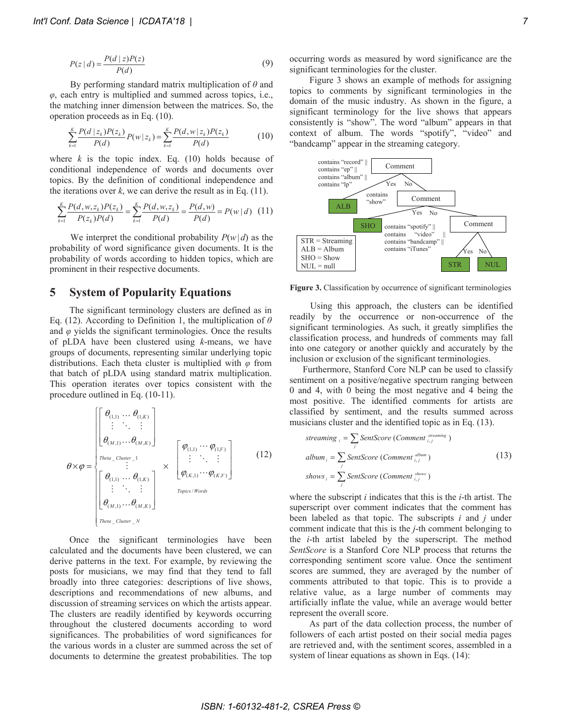$$P(z \mid d) = \frac{P(d \mid z)P(z)}{P(d)} \tag{9}$$

By performing standard matrix multiplication of $\theta$ and $\varphi$, each entry is multiplied and summed across topics, i.e., the matching inner dimension between the matrices. So, the operation proceeds as in Eq. (10).

$$\sum_{k=1}^{K} \frac{P(d \mid z_k)P(z_k)}{P(d)} P(w \mid z_k) = \sum_{k=1}^{K} \frac{P(d, w \mid z_k)P(z_k)}{P(d)} \tag{10}$$

where $k$ is the topic index. Eq. (10) holds because of conditional independence of words and documents over topics. By the definition of conditional independence and the iterations over $k$, we can derive the result as in Eq. (11).

$$\sum_{k=1}^{K} \frac{P(d, w, z_k)P(z_k)}{P(z_k)P(d)} = \sum_{k=1}^{K} \frac{P(d, w, z_k)}{P(d)} = \frac{P(d, w)}{P(d)} = P(w \mid d) \tag{11}$$

We interpret the conditional probability $P(w|d)$ as the probability of word significance given documents. It is the probability of words according to hidden topics, which are prominent in their respective documents.

## 5 System of Popularity Equations

The significant terminology clusters are defined as in Eq. (12). According to Definition 1, the multiplication of $\theta$ and $\varphi$ yields the significant terminologies. Once the results of pLDA have been clustered using $k$-means, we have groups of documents, representing similar underlying topic distributions. Each theta cluster is multiplied with $\varphi$ from that batch of pLDA using standard matrix multiplication. This operation iterates over topics consistent with the procedure outlined in Eq. (10-11).

$$\theta \times \varphi = \begin{cases} \underbrace{\begin{bmatrix} \theta_{(1,1)} & \cdots & \theta_{(1,K)} \\ \vdots & \ddots & \vdots \\ \theta_{(M,1)} & \cdots & \theta_{(M,K)} \end{bmatrix}}_{Theta\_Cluster\_1} \\ \vdots \\ \underbrace{\begin{bmatrix} \theta_{(1,1)} & \cdots & \theta_{(1,K)} \\ \vdots & \ddots & \vdots \\ \theta_{(M,1)} & \cdots & \theta_{(M,K)} \end{bmatrix}}_{Theta\_Cluster\_N} \end{cases} \times \underbrace{\begin{bmatrix} \varphi_{(1,1)} & \cdots & \varphi_{(1,V)} \\ \vdots & \ddots & \vdots \\ \varphi_{(K,1)} & \cdots & \varphi_{(K,V)} \end{bmatrix}}_{Topics/Words} \tag{12}$$

Once the significant terminologies have been calculated and the documents have been clustered, we can derive patterns in the text. For example, by reviewing the posts for musicians, we may find that they tend to fall broadly into three categories: descriptions of live shows, descriptions and recommendations of new albums, and discussion of streaming services on which the artists appear. The clusters are readily identified by keywords occurring throughout the clustered documents according to word significances. The probabilities of word significances for the various words in a cluster are summed across the set of documents to determine the greatest probabilities. The top occurring words as measured by word significance are the significant terminologies for the cluster.

Figure 3 shows an example of methods for assigning topics to comments by significant terminologies in the domain of the music industry. As shown in the figure, a significant terminology for the live shows that appears consistently is "show". The word "album" appears in that context of album. The words "spotify", "video" and "bandcamp" appear in the streaming category.

**Figure 3.** Classification by occurrence of significant terminologies

Using this approach, the clusters can be identified readily by the occurrence or non-occurrence of the significant terminologies. As such, it greatly simplifies the classification process, and hundreds of comments may fall into one category or another quickly and accurately by the inclusion or exclusion of the significant terminologies.

Furthermore, Stanford Core NLP can be used to classify sentiment on a positive/negative spectrum ranging between 0 and 4, with 0 being the most negative and 4 being the most positive. The identified comments for artists are classified by sentiment, and the results summed across musicians cluster and the identified topic as in Eq. (13).

$$\begin{aligned} streaming_i &= \sum_j SentScore(Comment_{i,j}^{streaming}) \\ album_i &= \sum_j SentScore(Comment_{i,j}^{album}) \\ shows_i &= \sum_j SentScore(Comment_{i,j}^{shows}) \end{aligned} \tag{13}$$

where the subscript $i$ indicates that this is the $i$-th artist. The superscript over comment indicates that the comment has been labeled as that topic. The subscripts $i$ and $j$ under comment indicate that this is the $j$-th comment belonging to the $i$-th artist labeled by the superscript. The method *SentScore* is a Stanford Core NLP process that returns the corresponding sentiment score value. Once the sentiment scores are summed, they are averaged by the number of comments attributed to that topic. This is to provide a relative value, as a large number of comments may artificially inflate the value, while an average would better represent the overall score.

As part of the data collection process, the number of followers of each artist posted on their social media pages are retrieved and, with the sentiment scores, assembled in a system of linear equations as shown in Eqs. (14):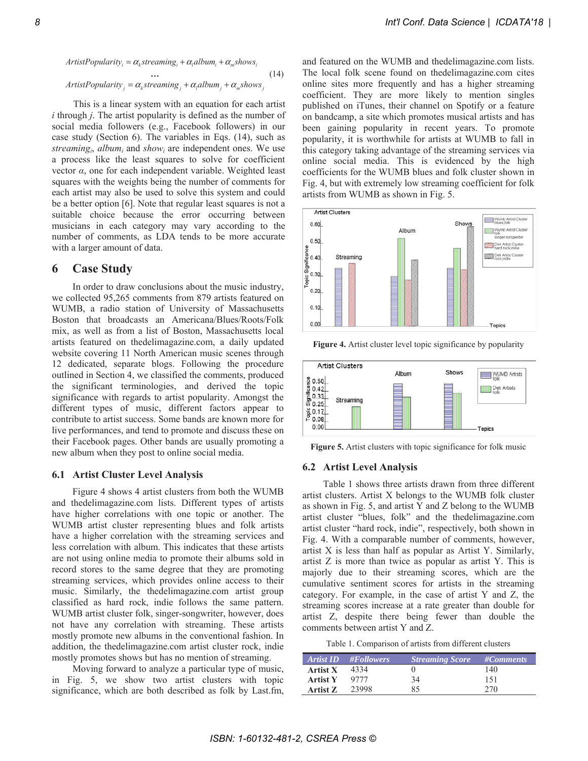$$ArtistPopularity_i = \alpha_k streaming_i + \alpha_l album_i + \alpha_m shows_i$$
$$\ldots \tag{14}$$
$$ArtistPopularity_j = \alpha_k streaming_j + \alpha_l album_j + \alpha_m shows_j$$

This is a linear system with an equation for each artist $i$ through $j$. The artist popularity is defined as the number of social media followers (e.g., Facebook followers) in our case study (Section 6). The variables in Eqs. (14), such as $streaming_i$, $album_i$ and $show_i$ are independent ones. We use a process like the least squares to solve for coefficient vector $\alpha$, one for each independent variable. Weighted least squares with the weights being the number of comments for each artist may also be used to solve this system and could be a better option [6]. Note that regular least squares is not a suitable choice because the error occurring between musicians in each category may vary according to the number of comments, as LDA tends to be more accurate with a larger amount of data.

## 6 Case Study

In order to draw conclusions about the music industry, we collected 95,265 comments from 879 artists featured on WUMB, a radio station of University of Massachusetts Boston that broadcasts an Americana/Blues/Roots/Folk mix, as well as from a list of Boston, Massachusetts local artists featured on thedelimagazine.com, a daily updated website covering 11 North American music scenes through 12 dedicated, separate blogs. Following the procedure outlined in Section 4, we classified the comments, produced the significant terminologies, and derived the topic significance with regards to artist popularity. Amongst the different types of music, different factors appear to contribute to artist success. Some bands are known more for live performances, and tend to promote and discuss these on their Facebook pages. Other bands are usually promoting a new album when they post to online social media.

### 6.1 Artist Cluster Level Analysis

Figure 4 shows 4 artist clusters from both the WUMB and thedelimagazine.com lists. Different types of artists have higher correlations with one topic or another. The WUMB artist cluster representing blues and folk artists have a higher correlation with the streaming services and less correlation with album. This indicates that these artists are not using online media to promote their albums sold in record stores to the same degree that they are promoting streaming services, which provides online access to their music. Similarly, the thedelimagazine.com artist group classified as hard rock, indie follows the same pattern. WUMB artist cluster folk, singer-songwriter, however, does not have any correlation with streaming. These artists mostly promote new albums in the conventional fashion. In addition, the thedelimagazine.com artist cluster rock, indie mostly promotes shows but has no mention of streaming.

Moving forward to analyze a particular type of music, in Fig. 5, we show two artist clusters with topic significance, which are both described as folk by Last.fm, and featured on the WUMB and thedelimagazine.com lists. The local folk scene found on thedelimagazine.com cites online sites more frequently and has a higher streaming coefficient. They are more likely to mention singles published on iTunes, their channel on Spotify or a feature on bandcamp, a site which promotes musical artists and has been gaining popularity in recent years. To promote popularity, it is worthwhile for artists at WUMB to fall in this category taking advantage of the streaming services via online social media. This is evidenced by the high coefficients for the WUMB blues and folk cluster shown in Fig. 4, but with extremely low streaming coefficient for folk artists from WUMB as shown in Fig. 5.

**Figure 4.** Artist cluster level topic significance by popularity

**Figure 5.** Artist clusters with topic significance for folk music

### 6.2 Artist Level Analysis

Table 1 shows three artists drawn from three different artist clusters. Artist X belongs to the WUMB folk cluster as shown in Fig. 5, and artist Y and Z belong to the WUMB artist cluster "blues, folk" and the thedelimagazine.com artist cluster "hard rock, indie", respectively, both shown in Fig. 4. With a comparable number of comments, however, artist X is less than half as popular as Artist Y. Similarly, artist Z is more than twice as popular as artist Y. This is majorly due to their streaming scores, which are the cumulative sentiment scores for artists in the streaming category. For example, in the case of artist Y and Z, the streaming scores increase at a rate greater than double for artist Z, despite there being fewer than double the comments between artist Y and Z.

Table 1. Comparison of artists from different clusters

| Artist ID | #Followers | Streaming Score | #Comments |
|---|---|---|---|
| **Artist X** | 4334 | 0 | 140 |
| **Artist Y** | 9777 | 34 | 151 |
| **Artist Z** | 23998 | 85 | 270 |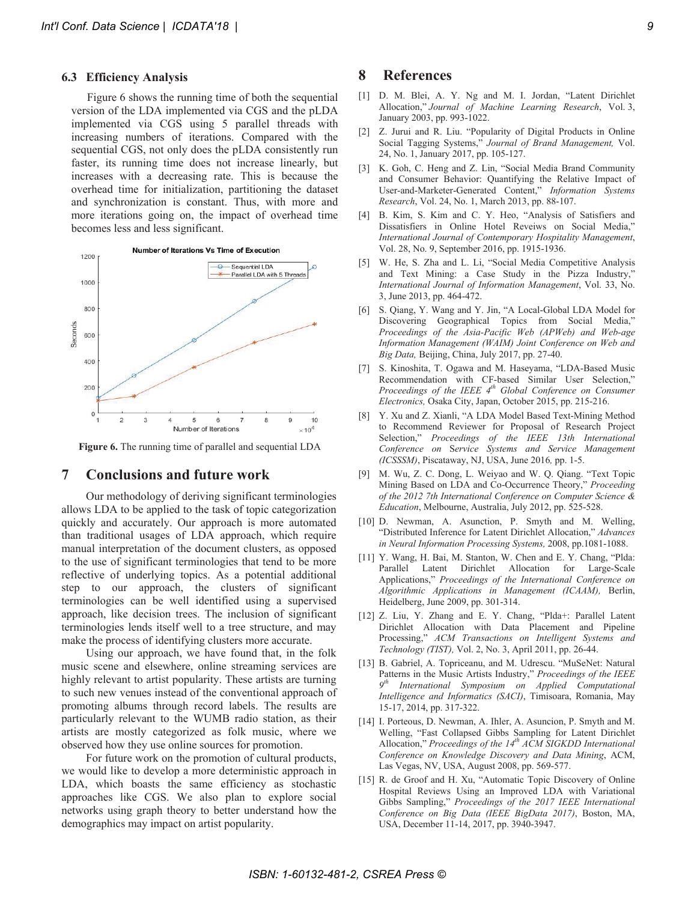### 6.3 Efficiency Analysis

Figure 6 shows the running time of both the sequential version of the LDA implemented via CGS and the pLDA implemented via CGS using 5 parallel threads with increasing numbers of iterations. Compared with the sequential CGS, not only does the pLDA consistently run faster, its running time does not increase linearly, but increases with a decreasing rate. This is because the overhead time for initialization, partitioning the dataset and synchronization is constant. Thus, with more and more iterations going on, the impact of overhead time becomes less and less significant.

Number of Iterations Vs Time of Execution

Sequential LDA
Parallel LDA with 5 Threads

Seconds

0
200
400
600
800
1000
1200

1 2 3 4 5 6 7 8 9 10

Number of Iterations

$\times 10^4$

**Figure 6.** The running time of parallel and sequential LDA

## 7 Conclusions and future work

Our methodology of deriving significant terminologies allows LDA to be applied to the task of topic categorization quickly and accurately. Our approach is more automated than traditional usages of LDA approach, which require manual interpretation of the document clusters, as opposed to the use of significant terminologies that tend to be more reflective of underlying topics. As a potential additional step to our approach, the clusters of significant terminologies can be well identified using a supervised approach, like decision trees. The inclusion of significant terminologies lends itself well to a tree structure, and may make the process of identifying clusters more accurate.

Using our approach, we have found that, in the folk music scene and elsewhere, online streaming services are highly relevant to artist popularity. These artists are turning to such new venues instead of the conventional approach of promoting albums through record labels. The results are particularly relevant to the WUMB radio station, as their artists are mostly categorized as folk music, where we observed how they use online sources for promotion.

For future work on the promotion of cultural products, we would like to develop a more deterministic approach in LDA, which boasts the same efficiency as stochastic approaches like CGS. We also plan to explore social networks using graph theory to better understand how the demographics may impact on artist popularity.

## 8 References

[1] D. M. Blei, A. Y. Ng and M. I. Jordan, "Latent Dirichlet Allocation," *Journal of Machine Learning Research*, Vol. 3, January 2003, pp. 993-1022.

[2] Z. Jurui and R. Liu. "Popularity of Digital Products in Online Social Tagging Systems," *Journal of Brand Management,* Vol. 24, No. 1, January 2017, pp. 105-127.

[3] K. Goh, C. Heng and Z. Lin, "Social Media Brand Community and Consumer Behavior: Quantifying the Relative Impact of User-and-Marketer-Generated Content," *Information Systems Research*, Vol. 24, No. 1, March 2013, pp. 88-107.

[4] B. Kim, S. Kim and C. Y. Heo, "Analysis of Satisfiers and Dissatisfiers in Online Hotel Reveiws on Social Media," *International Journal of Contemporary Hospitality Management*, Vol. 28, No. 9, September 2016, pp. 1915-1936.

[5] W. He, S. Zha and L. Li, "Social Media Competitive Analysis and Text Mining: a Case Study in the Pizza Industry," *International Journal of Information Management*, Vol. 33, No. 3, June 2013, pp. 464-472.

[6] S. Qiang, Y. Wang and Y. Jin, "A Local-Global LDA Model for Discovering Geographical Topics from Social Media," *Proceedings of the Asia-Pacific Web (APWeb) and Web-age Information Management (WAIM) Joint Conference on Web and Big Data,* Beijing, China, July 2017, pp. 27-40.

[7] S. Kinoshita, T. Ogawa and M. Haseyama, "LDA-Based Music Recommendation with CF-based Similar User Selection," *Proceedings of the IEEE 4th Global Conference on Consumer Electronics,* Osaka City, Japan, October 2015, pp. 215-216.

[8] Y. Xu and Z. Xianli, "A LDA Model Based Text-Mining Method to Recommend Reviewer for Proposal of Research Project Selection," *Proceedings of the IEEE 13th International Conference on Service Systems and Service Management (ICSSSM)*, Piscataway, NJ, USA, June 2016*,* pp. 1-5.

[9] M. Wu, Z. C. Dong, L. Weiyao and W. Q. Qiang. "Text Topic Mining Based on LDA and Co-Occurrence Theory," *Proceeding of the 2012 7th International Conference on Computer Science & Education*, Melbourne, Australia, July 2012, pp. 525-528.

[10] D. Newman, A. Asunction, P. Smyth and M. Welling, "Distributed Inference for Latent Dirichlet Allocation," *Advances in Neural Information Processing Systems,* 2008, pp.1081-1088.

[11] Y. Wang, H. Bai, M. Stanton, W. Chen and E. Y. Chang, "Plda: Parallel Latent Dirichlet Allocation for Large-Scale Applications," *Proceedings of the International Conference on Algorithmic Applications in Management (ICAAM),* Berlin, Heidelberg, June 2009, pp. 301-314.

[12] Z. Liu, Y. Zhang and E. Y. Chang, "Plda+: Parallel Latent Dirichlet Allocation with Data Placement and Pipeline Processing," *ACM Transactions on Intelligent Systems and Technology (TIST),* Vol. 2, No. 3, April 2011, pp. 26-44.

[13] B. Gabriel, A. Topriceanu, and M. Udrescu. "MuSeNet: Natural Patterns in the Music Artists Industry," *Proceedings of the IEEE 9th International Symposium on Applied Computational Intelligence and Informatics (SACI)*, Timisoara, Romania, May 15-17, 2014, pp. 317-322.

[14] I. Porteous, D. Newman, A. Ihler, A. Asuncion, P. Smyth and M. Welling, "Fast Collapsed Gibbs Sampling for Latent Dirichlet Allocation," *Proceedings of the 14th ACM SIGKDD International Conference on Knowledge Discovery and Data Mining*, ACM, Las Vegas, NV, USA, August 2008, pp. 569-577.

[15] R. de Groof and H. Xu, "Automatic Topic Discovery of Online Hospital Reviews Using an Improved LDA with Variational Gibbs Sampling," *Proceedings of the 2017 IEEE International Conference on Big Data (IEEE BigData 2017)*, Boston, MA, USA, December 11-14, 2017, pp. 3940-3947.